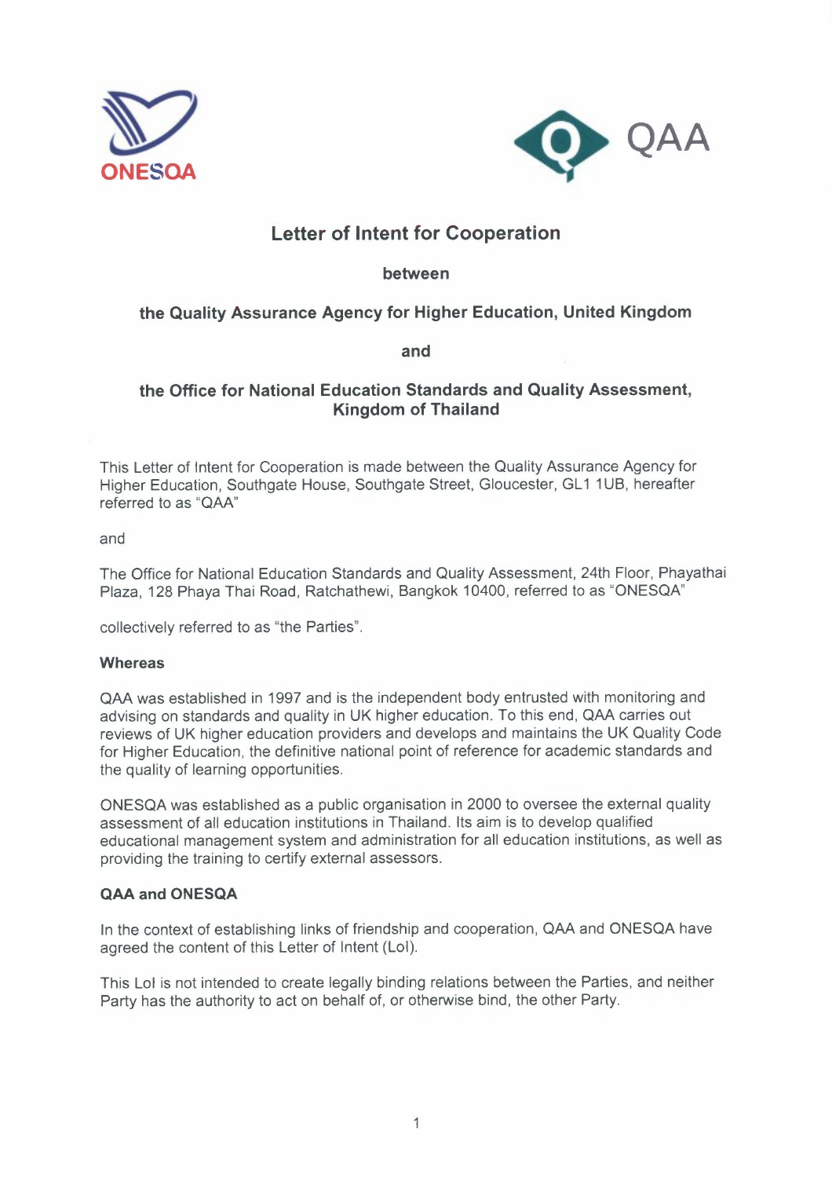ONESQA

QAA

# Letter of Intent for Cooperation

**between**

**the Quality Assurance Agency for Higher Education, United Kingdom**

**and**

**the Office for National Education Standards and Quality Assessment, Kingdom of Thailand**

This Letter of Intent for Cooperation is made between the Quality Assurance Agency for Higher Education, Southgate House, Southgate Street, Gloucester, GL1 1UB, hereafter referred to as "QAA"

and

The Office for National Education Standards and Quality Assessment, 24th Floor, Phayathai Plaza, 128 Phaya Thai Road, Ratchathewi, Bangkok 10400, referred to as "ONESQA"

collectively referred to as "the Parties".

**Whereas**

QAA was established in 1997 and is the independent body entrusted with monitoring and advising on standards and quality in UK higher education. To this end, QAA carries out reviews of UK higher education providers and develops and maintains the UK Quality Code for Higher Education, the definitive national point of reference for academic standards and the quality of learning opportunities.

ONESQA was established as a public organisation in 2000 to oversee the external quality assessment of all education institutions in Thailand. Its aim is to develop qualified educational management system and administration for all education institutions, as well as providing the training to certify external assessors.

**QAA and ONESQA**

In the context of establishing links of friendship and cooperation, QAA and ONESQA have agreed the content of this Letter of Intent (LoI).

This LoI is not intended to create legally binding relations between the Parties, and neither Party has the authority to act on behalf of, or otherwise bind, the other Party.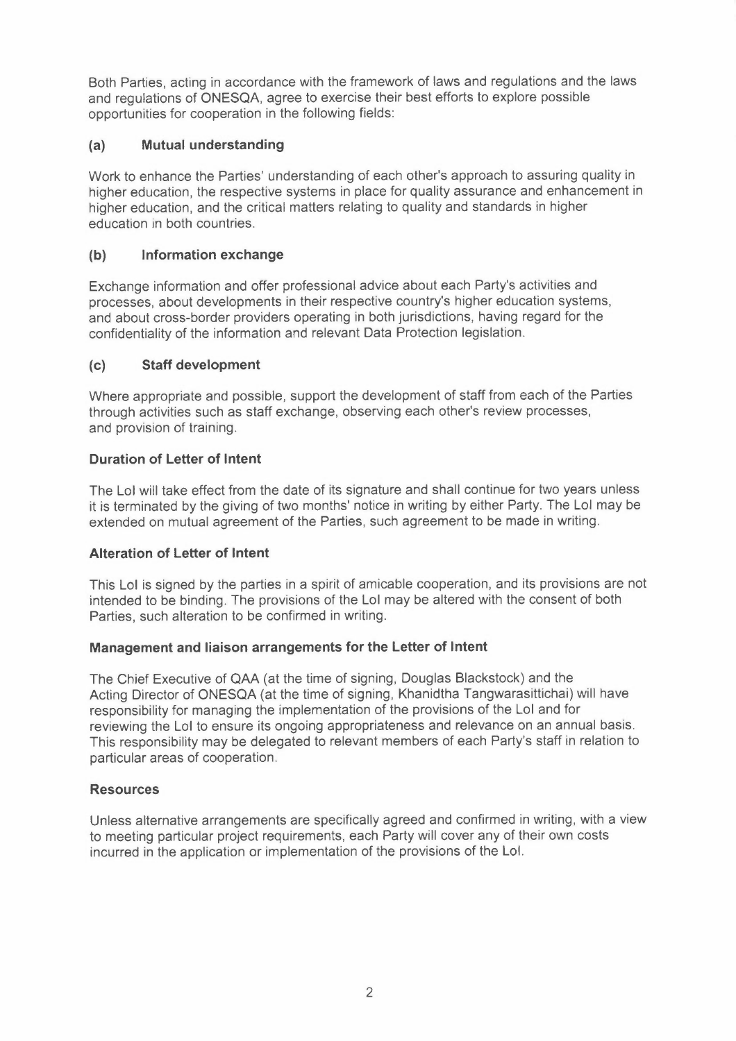Both Parties, acting in accordance with the framework of laws and regulations and the laws and regulations of ONESQA, agree to exercise their best efforts to explore possible opportunities for cooperation in the following fields:

**(a) Mutual understanding**

Work to enhance the Parties' understanding of each other's approach to assuring quality in higher education, the respective systems in place for quality assurance and enhancement in higher education, and the critical matters relating to quality and standards in higher education in both countries.

**(b) Information exchange**

Exchange information and offer professional advice about each Party's activities and processes, about developments in their respective country's higher education systems, and about cross-border providers operating in both jurisdictions, having regard for the confidentiality of the information and relevant Data Protection legislation.

**(c) Staff development**

Where appropriate and possible, support the development of staff from each of the Parties through activities such as staff exchange, observing each other's review processes, and provision of training.

**Duration of Letter of Intent**

The LoI will take effect from the date of its signature and shall continue for two years unless it is terminated by the giving of two months' notice in writing by either Party. The LoI may be extended on mutual agreement of the Parties, such agreement to be made in writing.

**Alteration of Letter of Intent**

This LoI is signed by the parties in a spirit of amicable cooperation, and its provisions are not intended to be binding. The provisions of the LoI may be altered with the consent of both Parties, such alteration to be confirmed in writing.

**Management and liaison arrangements for the Letter of Intent**

The Chief Executive of QAA (at the time of signing, Douglas Blackstock) and the Acting Director of ONESQA (at the time of signing, Khanidtha Tangwarasittichai) will have responsibility for managing the implementation of the provisions of the LoI and for reviewing the LoI to ensure its ongoing appropriateness and relevance on an annual basis. This responsibility may be delegated to relevant members of each Party's staff in relation to particular areas of cooperation.

**Resources**

Unless alternative arrangements are specifically agreed and confirmed in writing, with a view to meeting particular project requirements, each Party will cover any of their own costs incurred in the application or implementation of the provisions of the LoI.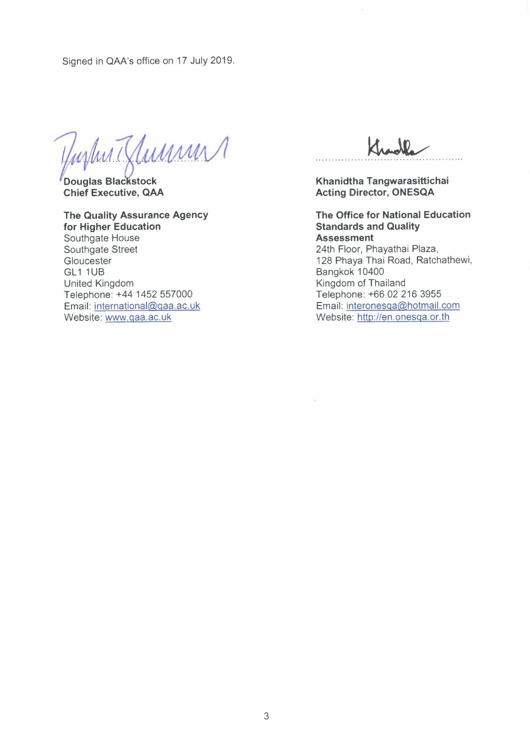Signed in QAA's office on 17 July 2019.

**Douglas Blackstock**
**Chief Executive, QAA**

**The Quality Assurance Agency for Higher Education**
Southgate House
Southgate Street
Gloucester
GL1 1UB
United Kingdom
Telephone: +44 1452 557000
Email: international@qaa.ac.uk
Website: www.qaa.ac.uk

**Khanidtha Tangwarasittichai**
**Acting Director, ONESQA**

**The Office for National Education Standards and Quality Assessment**
24th Floor, Phayathai Plaza,
128 Phaya Thai Road, Ratchathewi,
Bangkok 10400
Kingdom of Thailand
Telephone: +66 02 216 3955
Email: interonesqa@hotmail.com
Website: http://en.onesqa.or.th